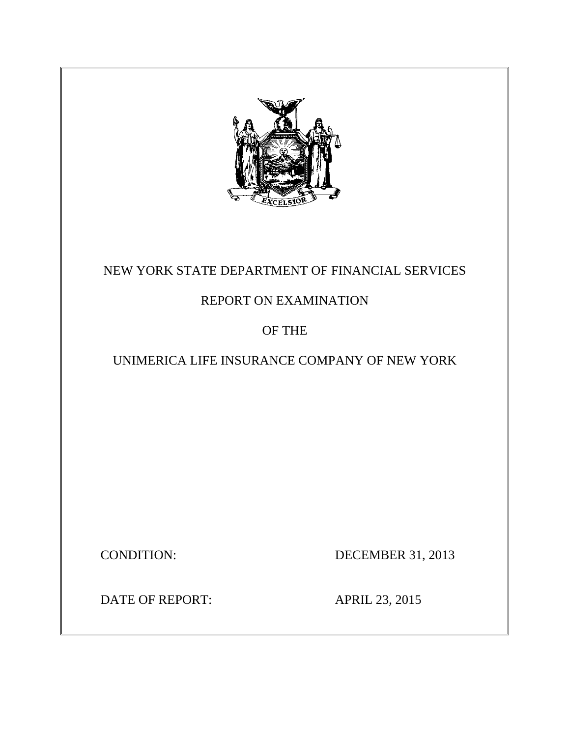NEW YORK STATE DEPARTMENT OF FINANCIAL SERVICES

REPORT ON EXAMINATION

OF THE

UNIMERICA LIFE INSURANCE COMPANY OF NEW YORK

CONDITION: DECEMBER 31, 2013

DATE OF REPORT: APRIL 23, 2015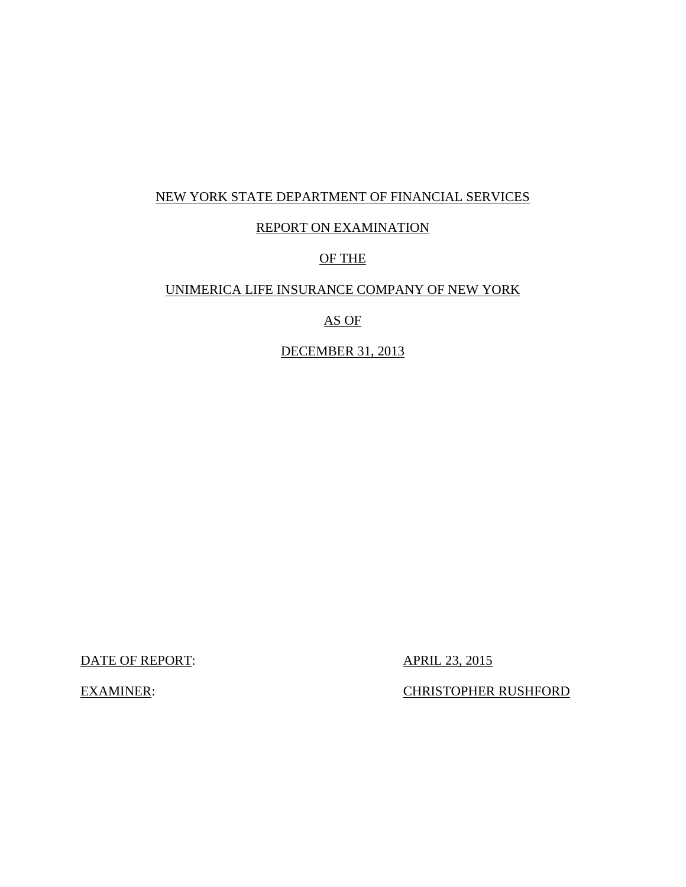NEW YORK STATE DEPARTMENT OF FINANCIAL SERVICES

REPORT ON EXAMINATION

OF THE

UNIMERICA LIFE INSURANCE COMPANY OF NEW YORK

AS OF

DECEMBER 31, 2013

DATE OF REPORT: APRIL 23, 2015

EXAMINER: CHRISTOPHER RUSHFORD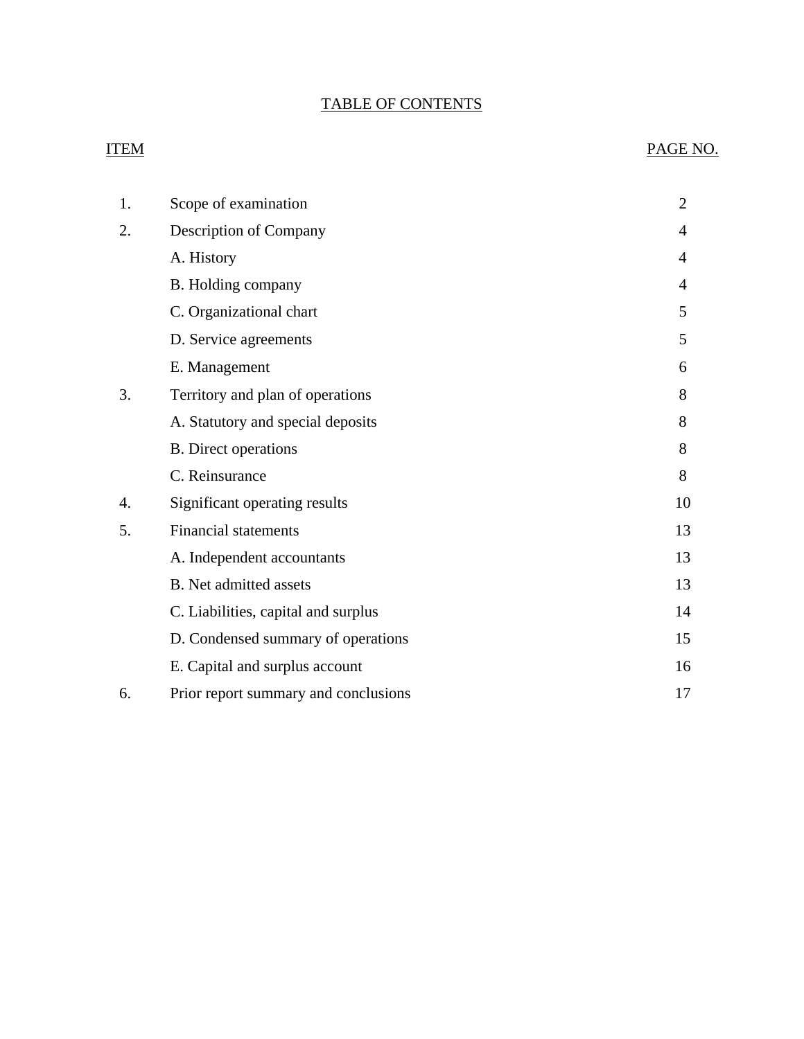# TABLE OF CONTENTS

| ITEM | | PAGE NO. |
|---|---|---|
| 1. | Scope of examination | 2 |
| 2. | Description of Company | 4 |
| | A. History | 4 |
| | B. Holding company | 4 |
| | C. Organizational chart | 5 |
| | D. Service agreements | 5 |
| | E. Management | 6 |
| 3. | Territory and plan of operations | 8 |
| | A. Statutory and special deposits | 8 |
| | B. Direct operations | 8 |
| | C. Reinsurance | 8 |
| 4. | Significant operating results | 10 |
| 5. | Financial statements | 13 |
| | A. Independent accountants | 13 |
| | B. Net admitted assets | 13 |
| | C. Liabilities, capital and surplus | 14 |
| | D. Condensed summary of operations | 15 |
| | E. Capital and surplus account | 16 |
| 6. | Prior report summary and conclusions | 17 |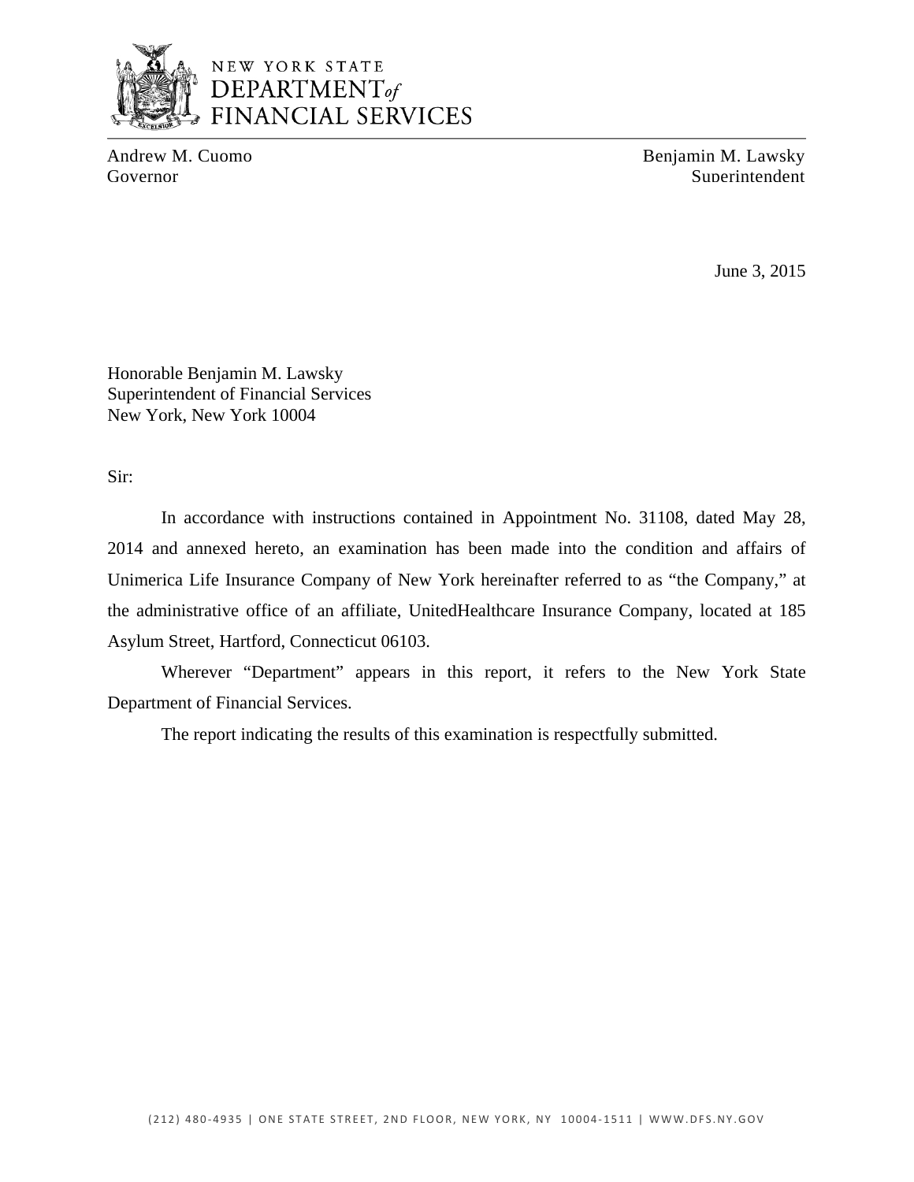NEW YORK STATE
DEPARTMENT of
FINANCIAL SERVICES

Andrew M. Cuomo
Governor

Benjamin M. Lawsky
Superintendent

June 3, 2015

Honorable Benjamin M. Lawsky
Superintendent of Financial Services
New York, New York 10004

Sir:

In accordance with instructions contained in Appointment No. 31108, dated May 28, 2014 and annexed hereto, an examination has been made into the condition and affairs of Unimerica Life Insurance Company of New York hereinafter referred to as "the Company," at the administrative office of an affiliate, UnitedHealthcare Insurance Company, located at 185 Asylum Street, Hartford, Connecticut 06103.

Wherever "Department" appears in this report, it refers to the New York State Department of Financial Services.

The report indicating the results of this examination is respectfully submitted.

(212) 480-4935 | ONE STATE STREET, 2ND FLOOR, NEW YORK, NY 10004-1511 | WWW.DFS.NY.GOV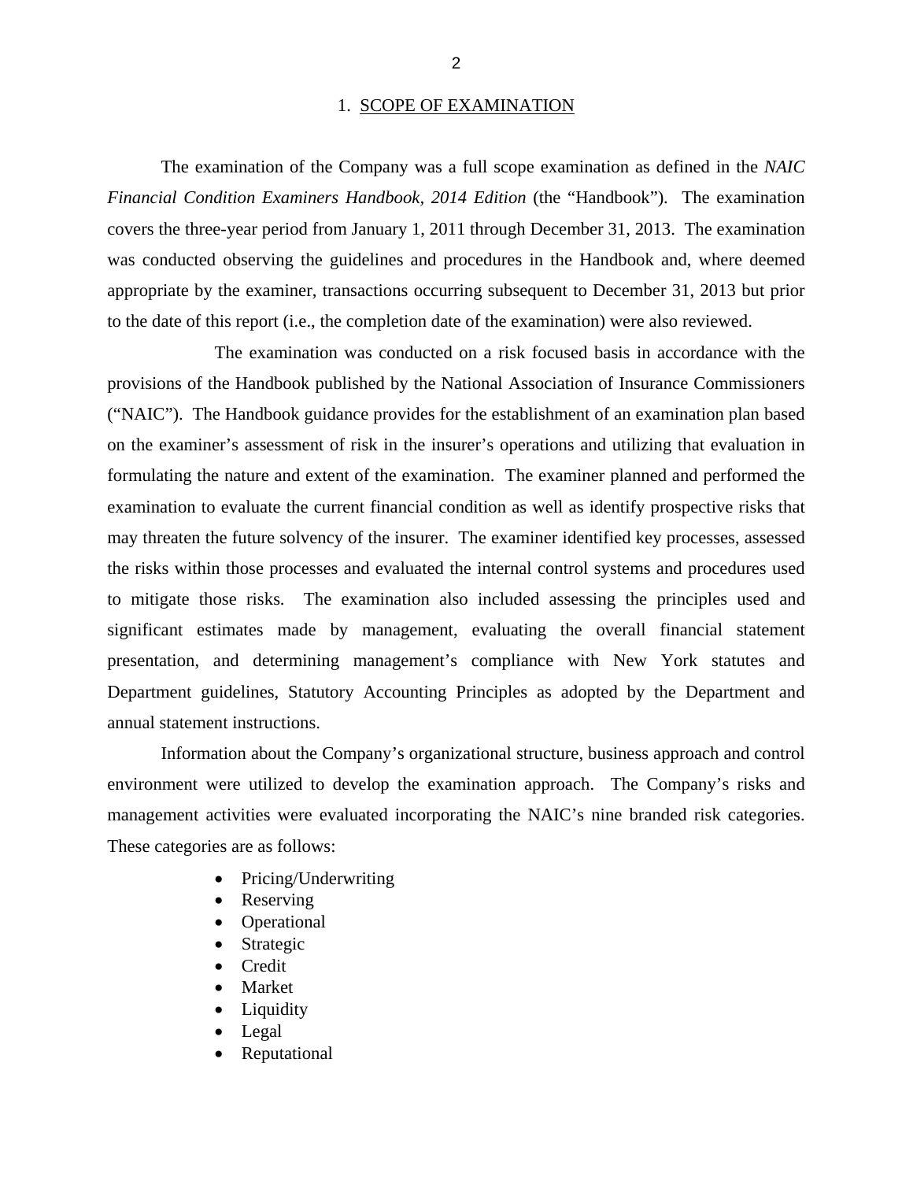## 1. SCOPE OF EXAMINATION

The examination of the Company was a full scope examination as defined in the *NAIC Financial Condition Examiners Handbook, 2014 Edition* (the "Handbook"). The examination covers the three-year period from January 1, 2011 through December 31, 2013. The examination was conducted observing the guidelines and procedures in the Handbook and, where deemed appropriate by the examiner, transactions occurring subsequent to December 31, 2013 but prior to the date of this report (i.e., the completion date of the examination) were also reviewed.

The examination was conducted on a risk focused basis in accordance with the provisions of the Handbook published by the National Association of Insurance Commissioners ("NAIC"). The Handbook guidance provides for the establishment of an examination plan based on the examiner's assessment of risk in the insurer's operations and utilizing that evaluation in formulating the nature and extent of the examination. The examiner planned and performed the examination to evaluate the current financial condition as well as identify prospective risks that may threaten the future solvency of the insurer. The examiner identified key processes, assessed the risks within those processes and evaluated the internal control systems and procedures used to mitigate those risks. The examination also included assessing the principles used and significant estimates made by management, evaluating the overall financial statement presentation, and determining management's compliance with New York statutes and Department guidelines, Statutory Accounting Principles as adopted by the Department and annual statement instructions.

Information about the Company's organizational structure, business approach and control environment were utilized to develop the examination approach. The Company's risks and management activities were evaluated incorporating the NAIC's nine branded risk categories. These categories are as follows:

- Pricing/Underwriting
- Reserving
- Operational
- Strategic
- Credit
- Market
- Liquidity
- Legal
- Reputational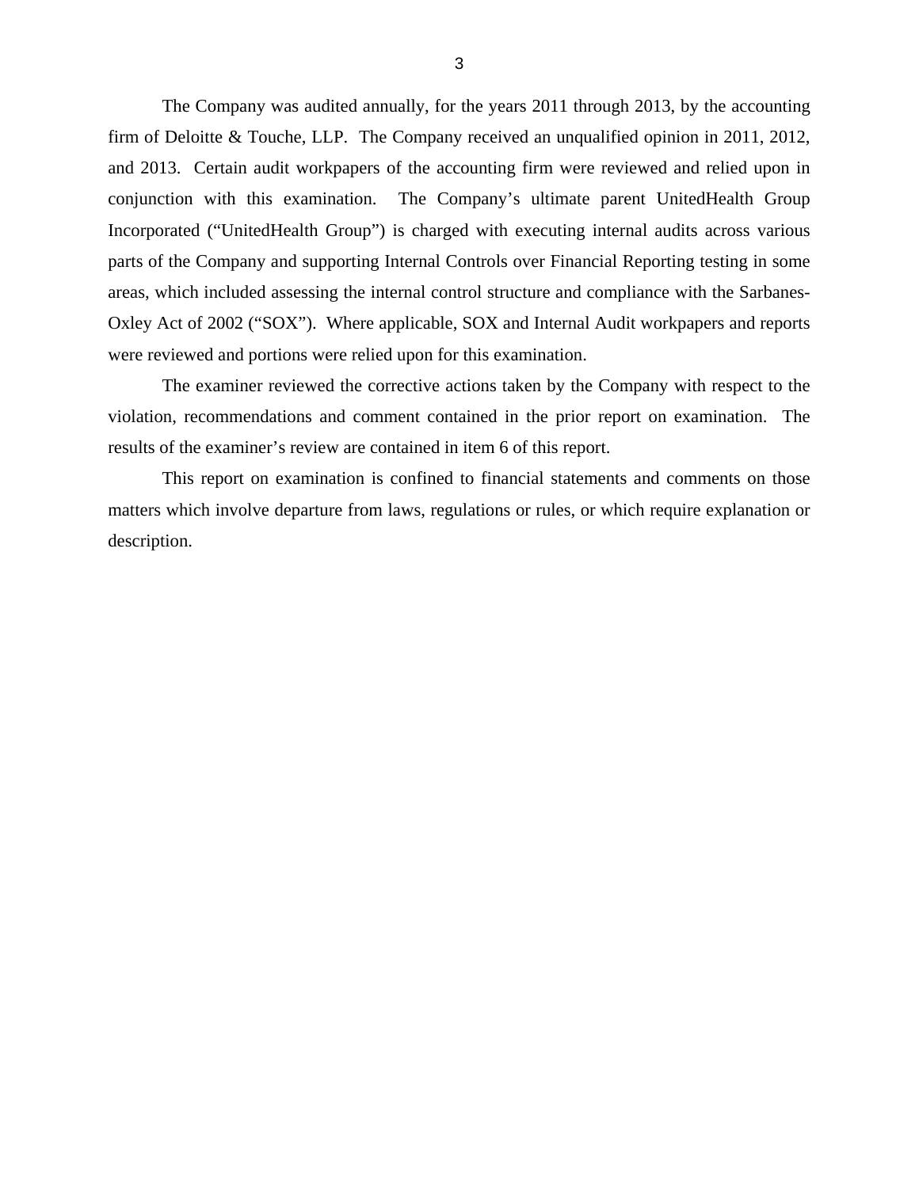The Company was audited annually, for the years 2011 through 2013, by the accounting firm of Deloitte & Touche, LLP. The Company received an unqualified opinion in 2011, 2012, and 2013. Certain audit workpapers of the accounting firm were reviewed and relied upon in conjunction with this examination. The Company's ultimate parent UnitedHealth Group Incorporated ("UnitedHealth Group") is charged with executing internal audits across various parts of the Company and supporting Internal Controls over Financial Reporting testing in some areas, which included assessing the internal control structure and compliance with the Sarbanes-Oxley Act of 2002 ("SOX"). Where applicable, SOX and Internal Audit workpapers and reports were reviewed and portions were relied upon for this examination.

The examiner reviewed the corrective actions taken by the Company with respect to the violation, recommendations and comment contained in the prior report on examination. The results of the examiner's review are contained in item 6 of this report.

This report on examination is confined to financial statements and comments on those matters which involve departure from laws, regulations or rules, or which require explanation or description.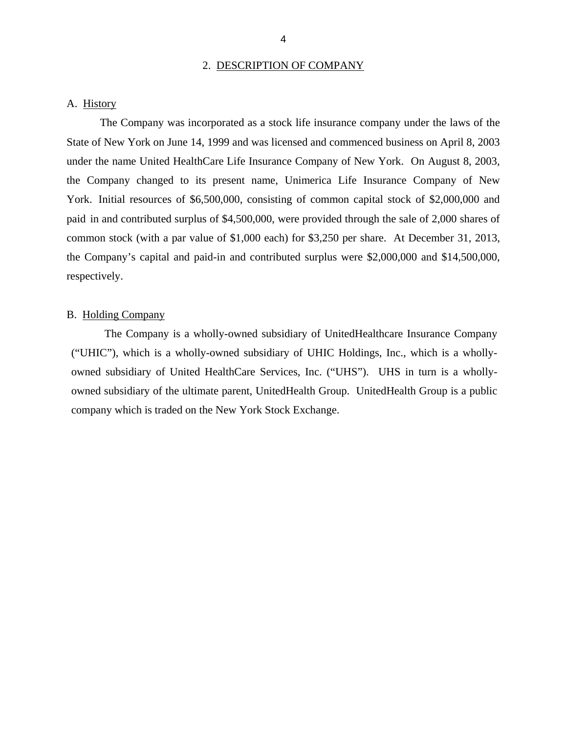## 2. DESCRIPTION OF COMPANY

### A. History

The Company was incorporated as a stock life insurance company under the laws of the State of New York on June 14, 1999 and was licensed and commenced business on April 8, 2003 under the name United HealthCare Life Insurance Company of New York. On August 8, 2003, the Company changed to its present name, Unimerica Life Insurance Company of New York. Initial resources of $6,500,000, consisting of common capital stock of $2,000,000 and paid in and contributed surplus of $4,500,000, were provided through the sale of 2,000 shares of common stock (with a par value of $1,000 each) for $3,250 per share. At December 31, 2013, the Company's capital and paid-in and contributed surplus were $2,000,000 and $14,500,000, respectively.

### B. Holding Company

The Company is a wholly-owned subsidiary of UnitedHealthcare Insurance Company ("UHIC"), which is a wholly-owned subsidiary of UHIC Holdings, Inc., which is a wholly-owned subsidiary of United HealthCare Services, Inc. ("UHS"). UHS in turn is a wholly-owned subsidiary of the ultimate parent, UnitedHealth Group. UnitedHealth Group is a public company which is traded on the New York Stock Exchange.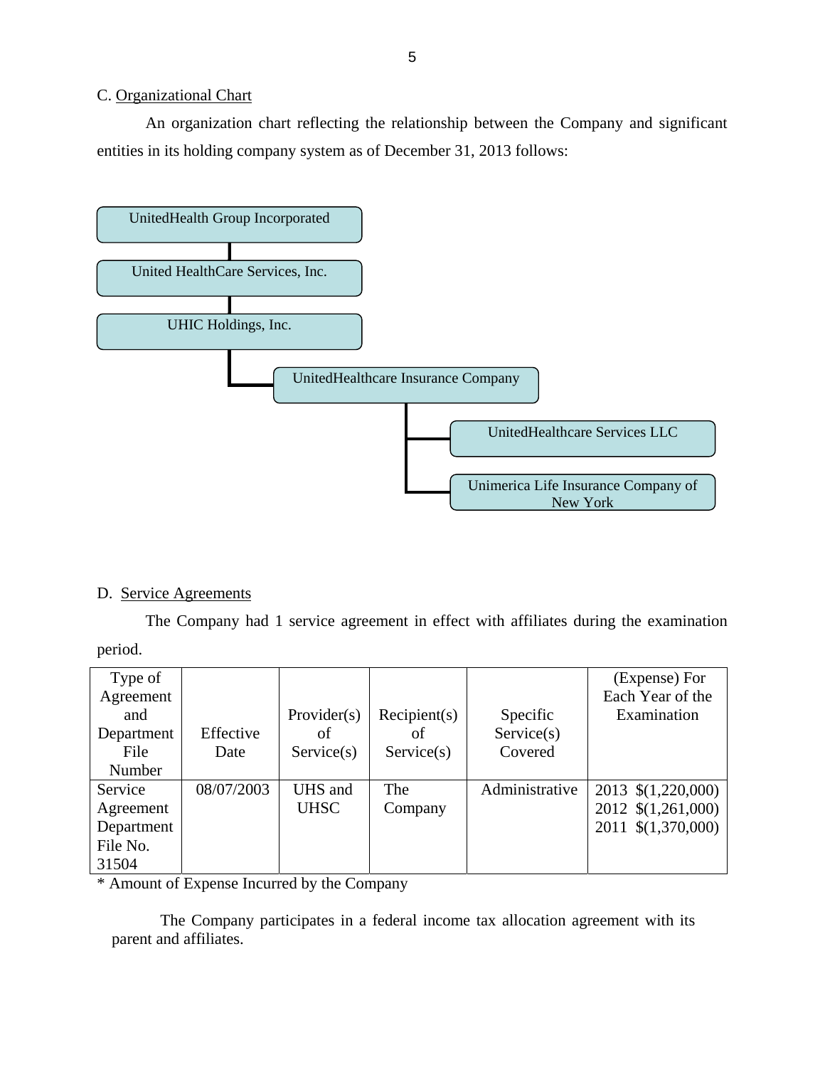C. Organizational Chart

An organization chart reflecting the relationship between the Company and significant entities in its holding company system as of December 31, 2013 follows:

UnitedHealth Group Incorporated

United HealthCare Services, Inc.

UHIC Holdings, Inc.

UnitedHealthcare Insurance Company

UnitedHealthcare Services LLC

Unimerica Life Insurance Company of New York

D. Service Agreements

The Company had 1 service agreement in effect with affiliates during the examination period.

| Type of Agreement and Department File Number | Effective Date | Provider(s) of Service(s) | Recipient(s) of Service(s) | Specific Service(s) Covered | (Expense) For Each Year of the Examination |
|---|---|---|---|---|---|
| Service Agreement Department File No. 31504 | 08/07/2003 | UHS and UHSC | The Company | Administrative | 2013 $(1,220,000)<br>2012 $(1,261,000)<br>2011 $(1,370,000) |

* Amount of Expense Incurred by the Company

The Company participates in a federal income tax allocation agreement with its parent and affiliates.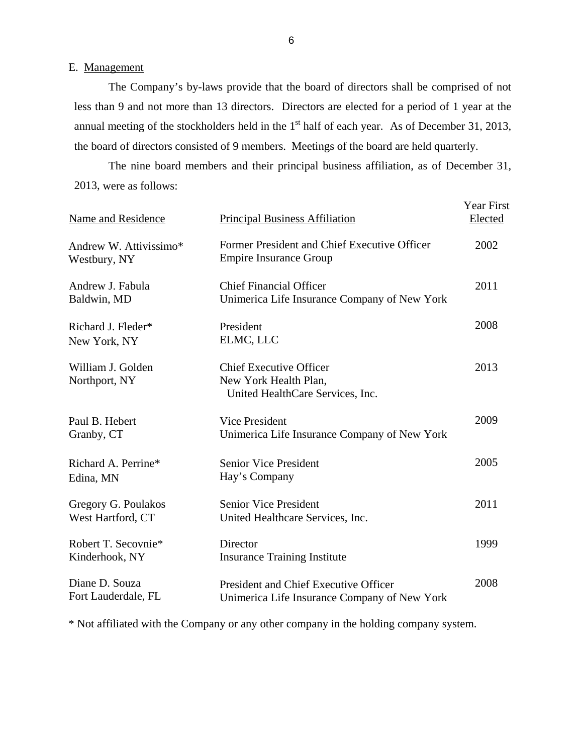E. Management

The Company's by-laws provide that the board of directors shall be comprised of not less than 9 and not more than 13 directors. Directors are elected for a period of 1 year at the annual meeting of the stockholders held in the 1st half of each year. As of December 31, 2013, the board of directors consisted of 9 members. Meetings of the board are held quarterly.

The nine board members and their principal business affiliation, as of December 31, 2013, were as follows:

| Name and Residence | Principal Business Affiliation | Year First Elected |
|---|---|---|
| Andrew W. Attivissimo*<br>Westbury, NY | Former President and Chief Executive Officer<br>Empire Insurance Group | 2002 |
| Andrew J. Fabula<br>Baldwin, MD | Chief Financial Officer<br>Unimerica Life Insurance Company of New York | 2011 |
| Richard J. Fleder*<br>New York, NY | President<br>ELMC, LLC | 2008 |
| William J. Golden<br>Northport, NY | Chief Executive Officer<br>New York Health Plan,<br>United HealthCare Services, Inc. | 2013 |
| Paul B. Hebert<br>Granby, CT | Vice President<br>Unimerica Life Insurance Company of New York | 2009 |
| Richard A. Perrine*<br>Edina, MN | Senior Vice President<br>Hay's Company | 2005 |
| Gregory G. Poulakos<br>West Hartford, CT | Senior Vice President<br>United Healthcare Services, Inc. | 2011 |
| Robert T. Secovnie*<br>Kinderhook, NY | Director<br>Insurance Training Institute | 1999 |
| Diane D. Souza<br>Fort Lauderdale, FL | President and Chief Executive Officer<br>Unimerica Life Insurance Company of New York | 2008 |

* Not affiliated with the Company or any other company in the holding company system.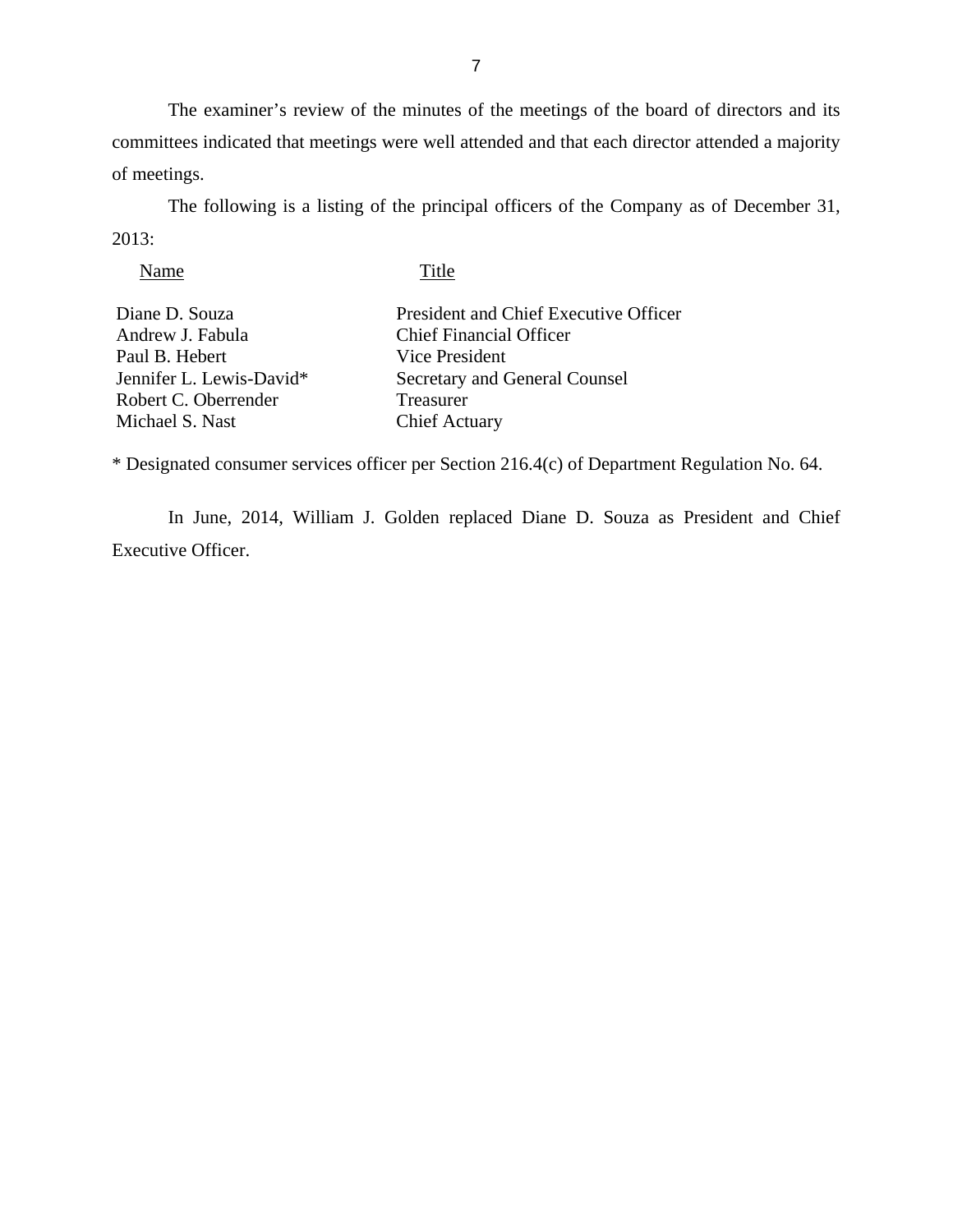The examiner’s review of the minutes of the meetings of the board of directors and its committees indicated that meetings were well attended and that each director attended a majority of meetings.

The following is a listing of the principal officers of the Company as of December 31, 2013:

| Name | Title |
|---|---|
| Diane D. Souza | President and Chief Executive Officer |
| Andrew J. Fabula | Chief Financial Officer |
| Paul B. Hebert | Vice President |
| Jennifer L. Lewis-David* | Secretary and General Counsel |
| Robert C. Oberrender | Treasurer |
| Michael S. Nast | Chief Actuary |

\* Designated consumer services officer per Section 216.4(c) of Department Regulation No. 64.

In June, 2014, William J. Golden replaced Diane D. Souza as President and Chief Executive Officer.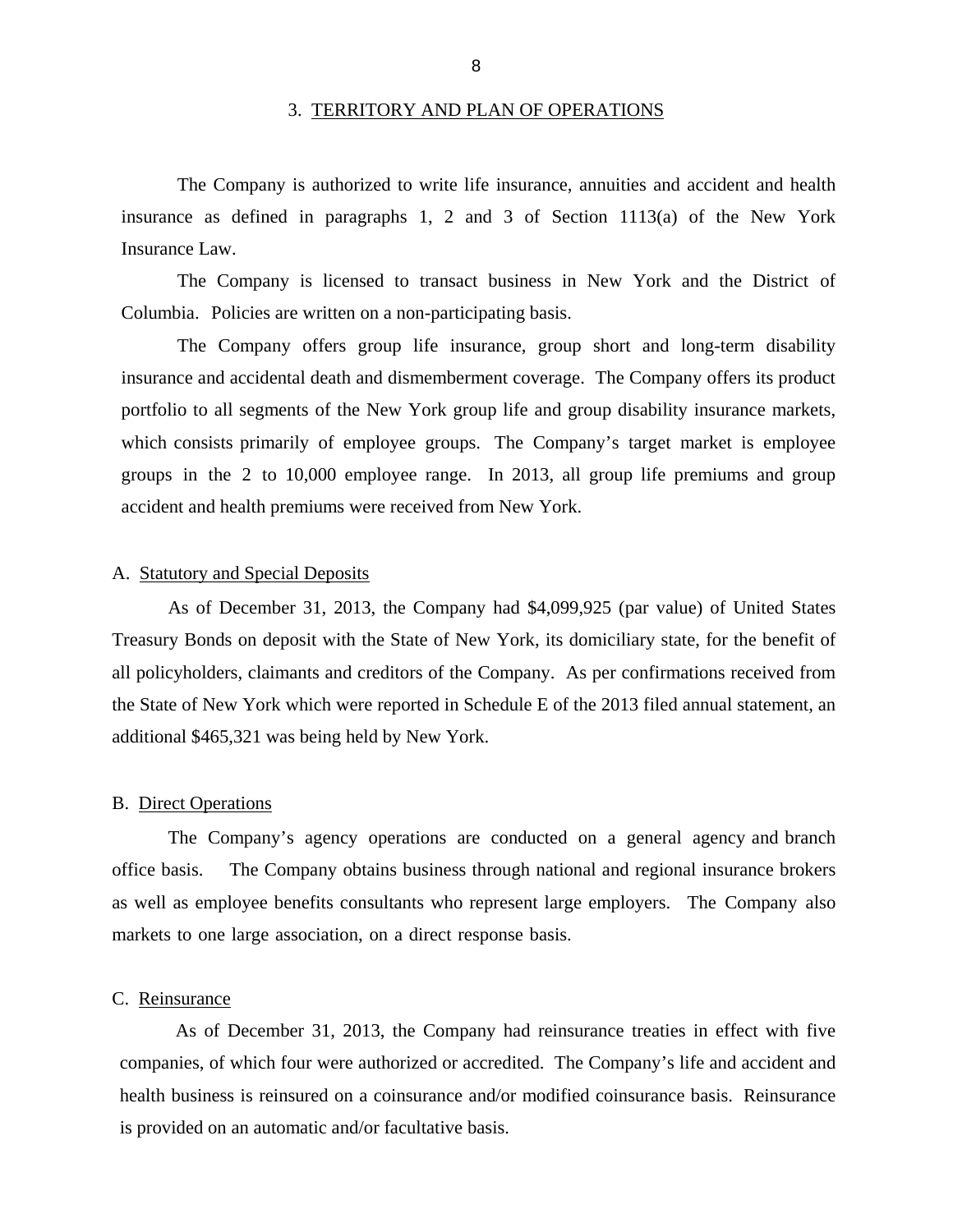## 3. TERRITORY AND PLAN OF OPERATIONS

The Company is authorized to write life insurance, annuities and accident and health insurance as defined in paragraphs 1, 2 and 3 of Section 1113(a) of the New York Insurance Law.

The Company is licensed to transact business in New York and the District of Columbia. Policies are written on a non-participating basis.

The Company offers group life insurance, group short and long-term disability insurance and accidental death and dismemberment coverage. The Company offers its product portfolio to all segments of the New York group life and group disability insurance markets, which consists primarily of employee groups. The Company's target market is employee groups in the 2 to 10,000 employee range. In 2013, all group life premiums and group accident and health premiums were received from New York.

### A. Statutory and Special Deposits

As of December 31, 2013, the Company had $4,099,925 (par value) of United States Treasury Bonds on deposit with the State of New York, its domiciliary state, for the benefit of all policyholders, claimants and creditors of the Company. As per confirmations received from the State of New York which were reported in Schedule E of the 2013 filed annual statement, an additional $465,321 was being held by New York.

### B. Direct Operations

The Company's agency operations are conducted on a general agency and branch office basis. The Company obtains business through national and regional insurance brokers as well as employee benefits consultants who represent large employers. The Company also markets to one large association, on a direct response basis.

### C. Reinsurance

As of December 31, 2013, the Company had reinsurance treaties in effect with five companies, of which four were authorized or accredited. The Company's life and accident and health business is reinsured on a coinsurance and/or modified coinsurance basis. Reinsurance is provided on an automatic and/or facultative basis.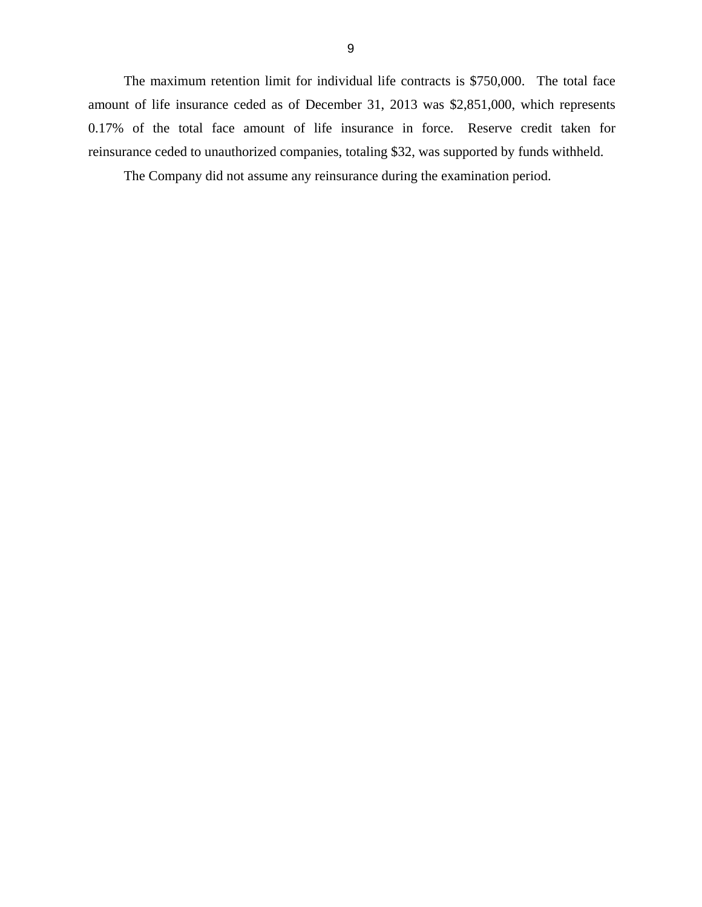The maximum retention limit for individual life contracts is $750,000. The total face amount of life insurance ceded as of December 31, 2013 was $2,851,000, which represents 0.17% of the total face amount of life insurance in force. Reserve credit taken for reinsurance ceded to unauthorized companies, totaling $32, was supported by funds withheld.

The Company did not assume any reinsurance during the examination period.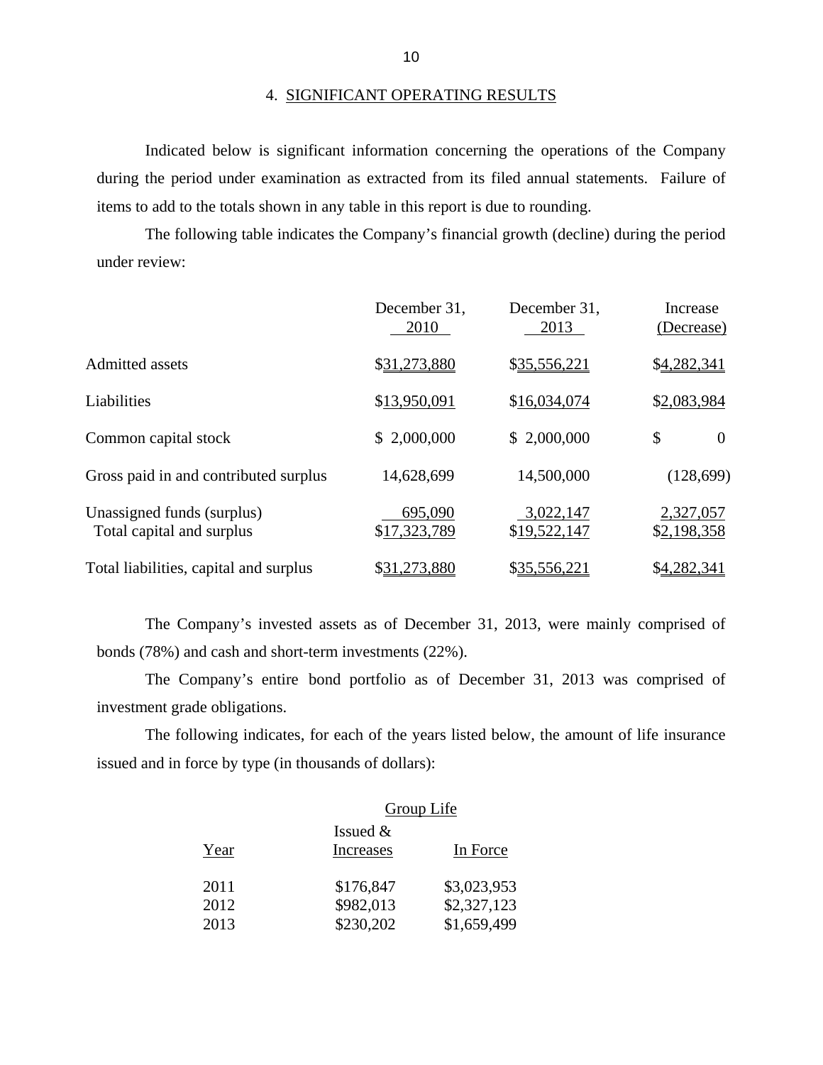## 4. SIGNIFICANT OPERATING RESULTS

Indicated below is significant information concerning the operations of the Company during the period under examination as extracted from its filed annual statements. Failure of items to add to the totals shown in any table in this report is due to rounding.

The following table indicates the Company's financial growth (decline) during the period under review:

| | December 31, 2010 | December 31, 2013 | Increase (Decrease) |
|---|---|---|---|
| Admitted assets | $31,273,880 | $35,556,221 | $4,282,341 |
| Liabilities | $13,950,091 | $16,034,074 | $2,083,984 |
| Common capital stock | $ 2,000,000 | $ 2,000,000 | $ 0 |
| Gross paid in and contributed surplus | 14,628,699 | 14,500,000 | (128,699) |
| Unassigned funds (surplus) | 695,090 | 3,022,147 | 2,327,057 |
| Total capital and surplus | $17,323,789 | $19,522,147 | $2,198,358 |
| Total liabilities, capital and surplus | $31,273,880 | $35,556,221 | $4,282,341 |

The Company's invested assets as of December 31, 2013, were mainly comprised of bonds (78%) and cash and short-term investments (22%).

The Company's entire bond portfolio as of December 31, 2013 was comprised of investment grade obligations.

The following indicates, for each of the years listed below, the amount of life insurance issued and in force by type (in thousands of dollars):

| | Group Life | |
|---|---|---|
| Year | Issued & Increases | In Force |
| 2011 | $176,847 | $3,023,953 |
| 2012 | $982,013 | $2,327,123 |
| 2013 | $230,202 | $1,659,499 |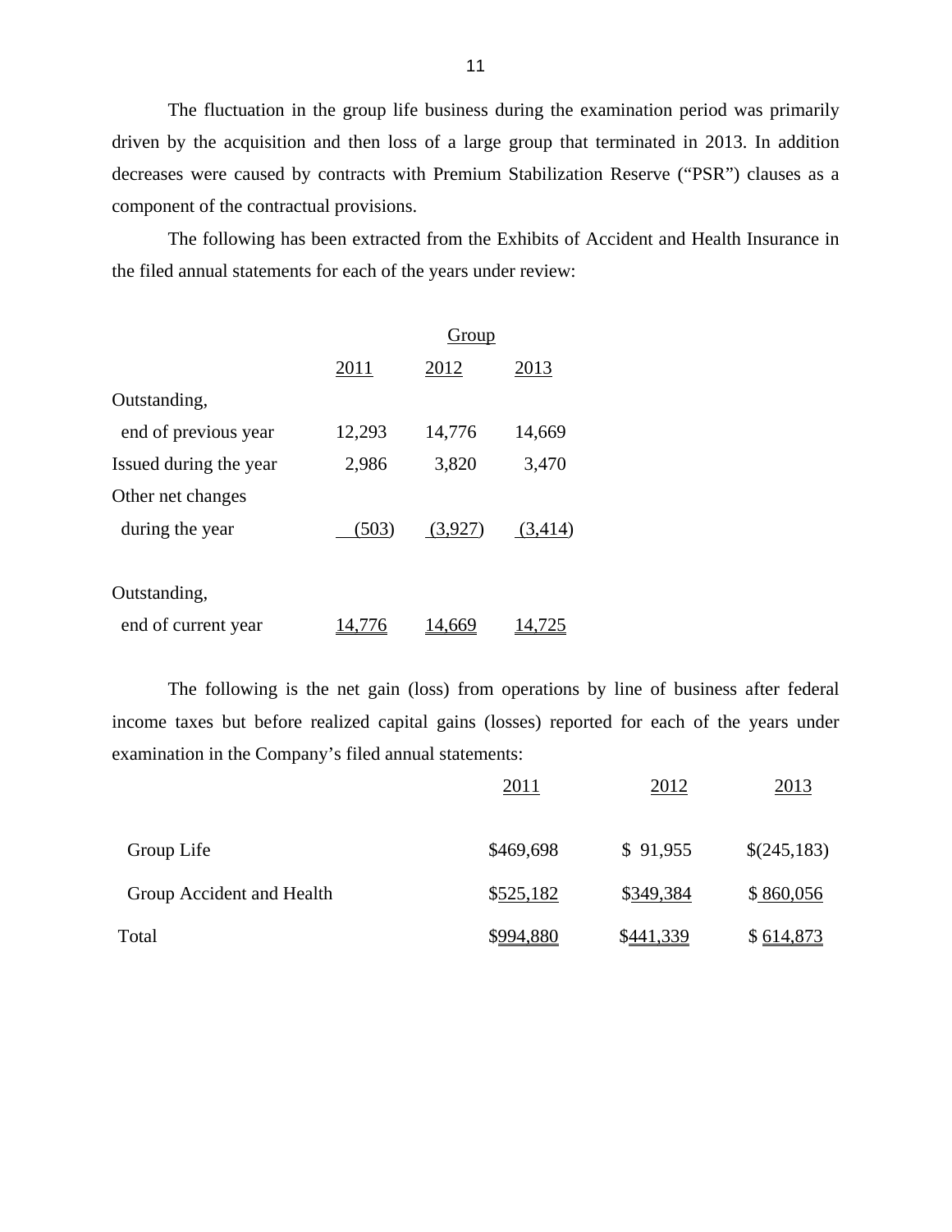The fluctuation in the group life business during the examination period was primarily driven by the acquisition and then loss of a large group that terminated in 2013. In addition decreases were caused by contracts with Premium Stabilization Reserve ("PSR") clauses as a component of the contractual provisions.

The following has been extracted from the Exhibits of Accident and Health Insurance in the filed annual statements for each of the years under review:

| | Group | | |
|---|---|---|---|
| | 2011 | 2012 | 2013 |
| Outstanding, end of previous year | 12,293 | 14,776 | 14,669 |
| Issued during the year | 2,986 | 3,820 | 3,470 |
| Other net changes during the year | (503) | (3,927) | (3,414) |
| Outstanding, end of current year | 14,776 | 14,669 | 14,725 |

The following is the net gain (loss) from operations by line of business after federal income taxes but before realized capital gains (losses) reported for each of the years under examination in the Company's filed annual statements:

| | 2011 | 2012 | 2013 |
|---|---|---|---|
| Group Life | $469,698 | $ 91,955 | $(245,183) |
| Group Accident and Health | $525,182 | $349,384 | $ 860,056 |
| Total | $994,880 | $441,339 | $ 614,873 |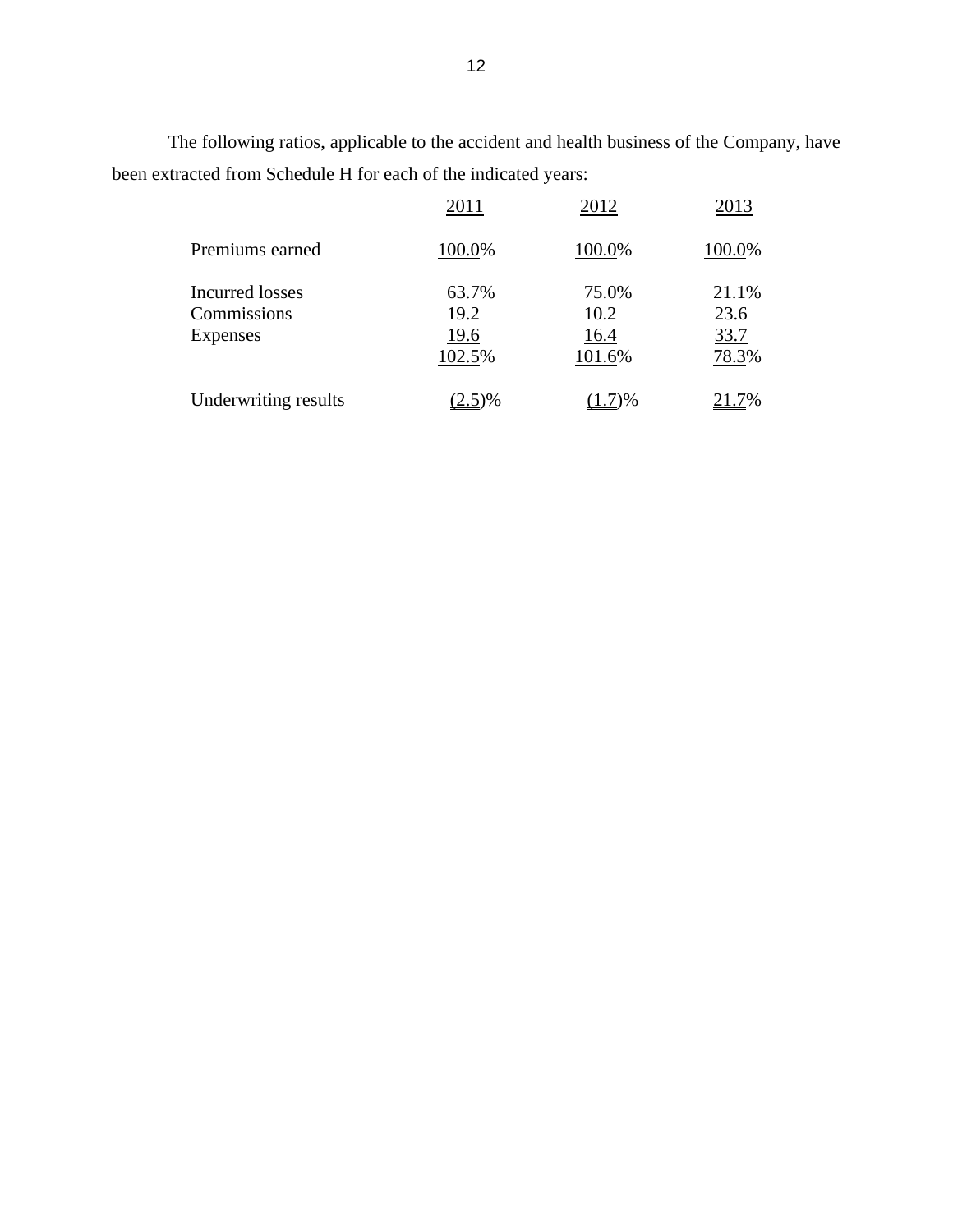The following ratios, applicable to the accident and health business of the Company, have been extracted from Schedule H for each of the indicated years:

| | 2011 | 2012 | 2013 |
|---|---|---|---|
| Premiums earned | 100.0% | 100.0% | 100.0% |
| Incurred losses | 63.7% | 75.0% | 21.1% |
| Commissions | 19.2 | 10.2 | 23.6 |
| Expenses | 19.6 | 16.4 | 33.7 |
| | 102.5% | 101.6% | 78.3% |
| Underwriting results | (2.5)% | (1.7)% | 21.7% |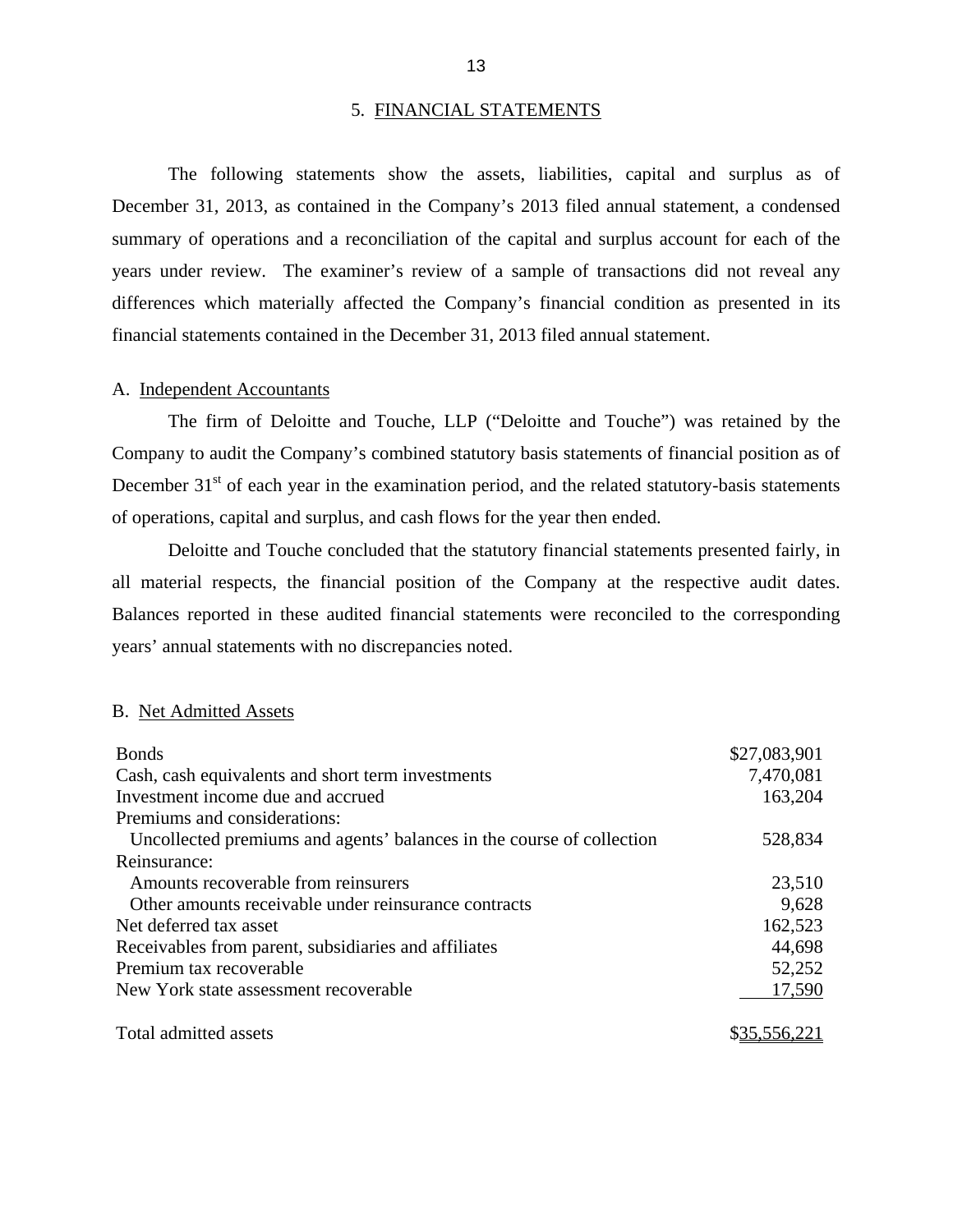## 5. FINANCIAL STATEMENTS

The following statements show the assets, liabilities, capital and surplus as of December 31, 2013, as contained in the Company's 2013 filed annual statement, a condensed summary of operations and a reconciliation of the capital and surplus account for each of the years under review. The examiner's review of a sample of transactions did not reveal any differences which materially affected the Company's financial condition as presented in its financial statements contained in the December 31, 2013 filed annual statement.

### A. Independent Accountants

The firm of Deloitte and Touche, LLP ("Deloitte and Touche") was retained by the Company to audit the Company's combined statutory basis statements of financial position as of December 31st of each year in the examination period, and the related statutory-basis statements of operations, capital and surplus, and cash flows for the year then ended.

Deloitte and Touche concluded that the statutory financial statements presented fairly, in all material respects, the financial position of the Company at the respective audit dates. Balances reported in these audited financial statements were reconciled to the corresponding years' annual statements with no discrepancies noted.

### B. Net Admitted Assets

| | |
|---|---|
| Bonds | $27,083,901 |
| Cash, cash equivalents and short term investments | 7,470,081 |
| Investment income due and accrued | 163,204 |
| Premiums and considerations: | |
| Uncollected premiums and agents' balances in the course of collection | 528,834 |
| Reinsurance: | |
| Amounts recoverable from reinsurers | 23,510 |
| Other amounts receivable under reinsurance contracts | 9,628 |
| Net deferred tax asset | 162,523 |
| Receivables from parent, subsidiaries and affiliates | 44,698 |
| Premium tax recoverable | 52,252 |
| New York state assessment recoverable | 17,590 |
| Total admitted assets | $35,556,221 |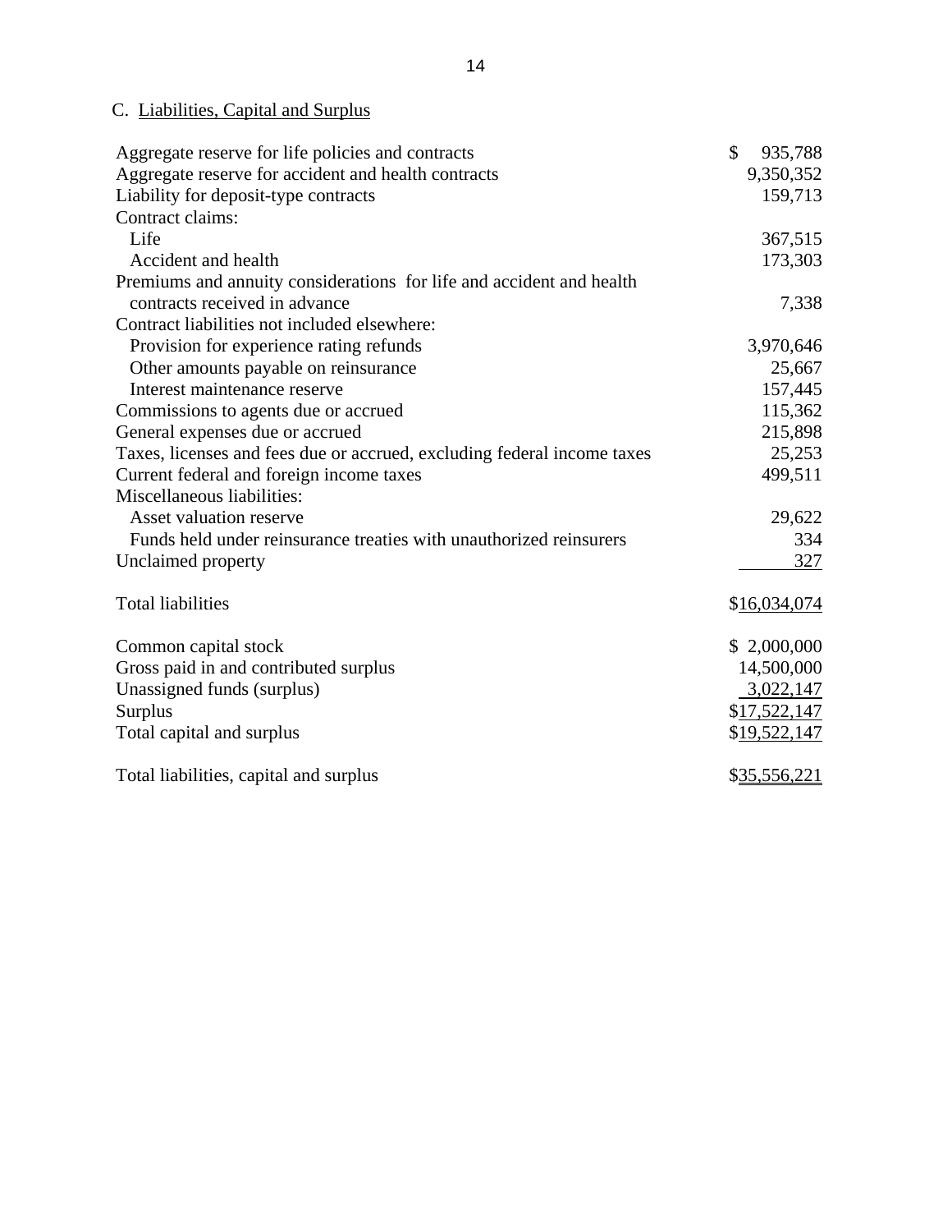## C. Liabilities, Capital and Surplus

| | |
|---|---|
| Aggregate reserve for life policies and contracts | $ 935,788 |
| Aggregate reserve for accident and health contracts | 9,350,352 |
| Liability for deposit-type contracts | 159,713 |
| Contract claims: | |
| Life | 367,515 |
| Accident and health | 173,303 |
| Premiums and annuity considerations for life and accident and health contracts received in advance | 7,338 |
| Contract liabilities not included elsewhere: | |
| Provision for experience rating refunds | 3,970,646 |
| Other amounts payable on reinsurance | 25,667 |
| Interest maintenance reserve | 157,445 |
| Commissions to agents due or accrued | 115,362 |
| General expenses due or accrued | 215,898 |
| Taxes, licenses and fees due or accrued, excluding federal income taxes | 25,253 |
| Current federal and foreign income taxes | 499,511 |
| Miscellaneous liabilities: | |
| Asset valuation reserve | 29,622 |
| Funds held under reinsurance treaties with unauthorized reinsurers | 334 |
| Unclaimed property | 327 |
| | |
| Total liabilities | $16,034,074 |
| | |
| Common capital stock | $ 2,000,000 |
| Gross paid in and contributed surplus | 14,500,000 |
| Unassigned funds (surplus) | 3,022,147 |
| Surplus | $17,522,147 |
| Total capital and surplus | $19,522,147 |
| | |
| Total liabilities, capital and surplus | $35,556,221 |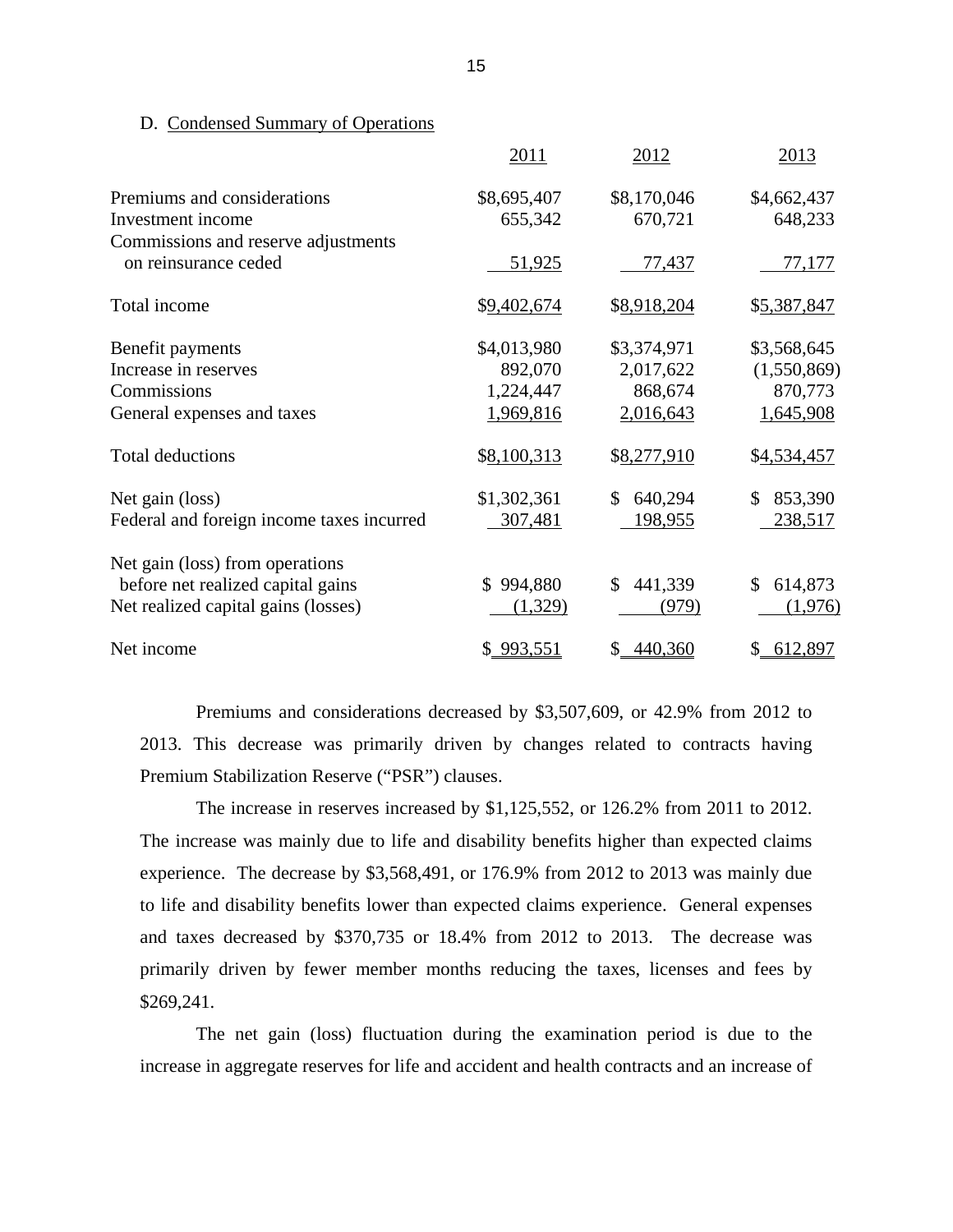D. Condensed Summary of Operations

| | 2011 | 2012 | 2013 |
|---|---|---|---|
| Premiums and considerations | $8,695,407 | $8,170,046 | $4,662,437 |
| Investment income | 655,342 | 670,721 | 648,233 |
| Commissions and reserve adjustments on reinsurance ceded | 51,925 | 77,437 | 77,177 |
| Total income | $9,402,674 | $8,918,204 | $5,387,847 |
| Benefit payments | $4,013,980 | $3,374,971 | $3,568,645 |
| Increase in reserves | 892,070 | 2,017,622 | (1,550,869) |
| Commissions | 1,224,447 | 868,674 | 870,773 |
| General expenses and taxes | 1,969,816 | 2,016,643 | 1,645,908 |
| Total deductions | $8,100,313 | $8,277,910 | $4,534,457 |
| Net gain (loss) | $1,302,361 | $ 640,294 | $ 853,390 |
| Federal and foreign income taxes incurred | 307,481 | 198,955 | 238,517 |
| Net gain (loss) from operations before net realized capital gains | $ 994,880 | $ 441,339 | $ 614,873 |
| Net realized capital gains (losses) | (1,329) | (979) | (1,976) |
| Net income | $ 993,551 | $ 440,360 | $ 612,897 |

Premiums and considerations decreased by $3,507,609, or 42.9% from 2012 to 2013. This decrease was primarily driven by changes related to contracts having Premium Stabilization Reserve ("PSR") clauses.

The increase in reserves increased by $1,125,552, or 126.2% from 2011 to 2012. The increase was mainly due to life and disability benefits higher than expected claims experience. The decrease by $3,568,491, or 176.9% from 2012 to 2013 was mainly due to life and disability benefits lower than expected claims experience. General expenses and taxes decreased by $370,735 or 18.4% from 2012 to 2013. The decrease was primarily driven by fewer member months reducing the taxes, licenses and fees by $269,241.

The net gain (loss) fluctuation during the examination period is due to the increase in aggregate reserves for life and accident and health contracts and an increase of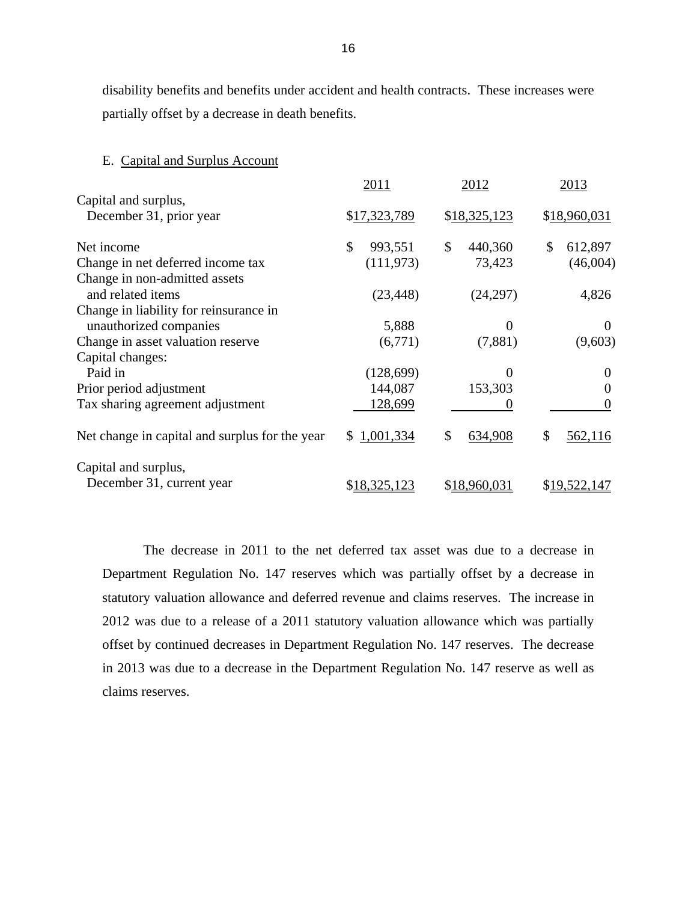disability benefits and benefits under accident and health contracts. These increases were partially offset by a decrease in death benefits.

E. Capital and Surplus Account

| | 2011 | 2012 | 2013 |
|---|---|---|---|
| Capital and surplus, December 31, prior year | $17,323,789 | $18,325,123 | $18,960,031 |
| Net income | $ 993,551 | $ 440,360 | $ 612,897 |
| Change in net deferred income tax | (111,973) | 73,423 | (46,004) |
| Change in non-admitted assets and related items | (23,448) | (24,297) | 4,826 |
| Change in liability for reinsurance in unauthorized companies | 5,888 | 0 | 0 |
| Change in asset valuation reserve | (6,771) | (7,881) | (9,603) |
| Capital changes: | | | |
| Paid in | (128,699) | 0 | 0 |
| Prior period adjustment | 144,087 | 153,303 | 0 |
| Tax sharing agreement adjustment | 128,699 | 0 | 0 |
| Net change in capital and surplus for the year | $ 1,001,334 | $ 634,908 | $ 562,116 |
| Capital and surplus, December 31, current year | $18,325,123 | $18,960,031 | $19,522,147 |

The decrease in 2011 to the net deferred tax asset was due to a decrease in Department Regulation No. 147 reserves which was partially offset by a decrease in statutory valuation allowance and deferred revenue and claims reserves. The increase in 2012 was due to a release of a 2011 statutory valuation allowance which was partially offset by continued decreases in Department Regulation No. 147 reserves. The decrease in 2013 was due to a decrease in the Department Regulation No. 147 reserve as well as claims reserves.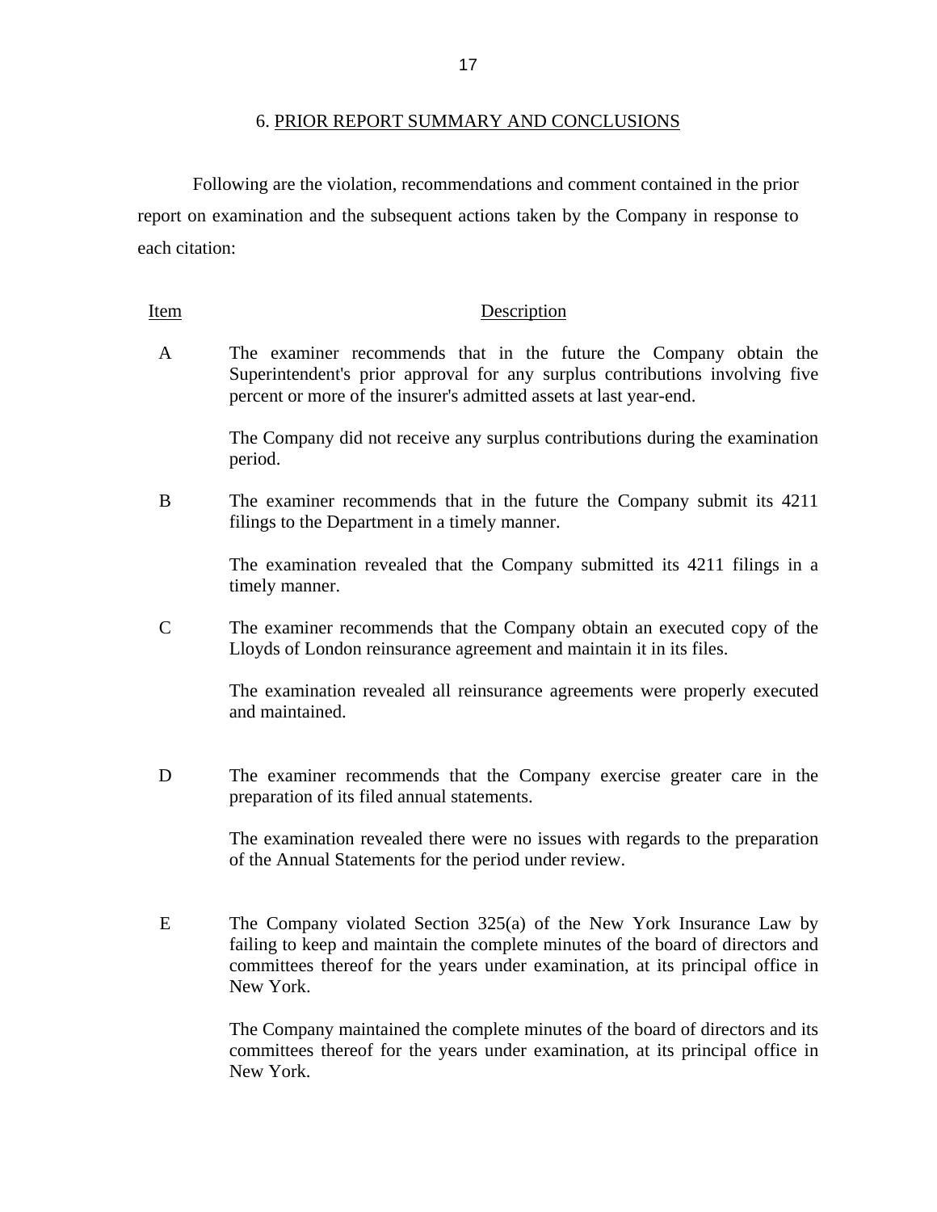## 6. PRIOR REPORT SUMMARY AND CONCLUSIONS

Following are the violation, recommendations and comment contained in the prior report on examination and the subsequent actions taken by the Company in response to each citation:

| Item | Description |
|---|---|
| A | The examiner recommends that in the future the Company obtain the Superintendent's prior approval for any surplus contributions involving five percent or more of the insurer's admitted assets at last year-end. |
| | The Company did not receive any surplus contributions during the examination period. |
| B | The examiner recommends that in the future the Company submit its 4211 filings to the Department in a timely manner. |
| | The examination revealed that the Company submitted its 4211 filings in a timely manner. |
| C | The examiner recommends that the Company obtain an executed copy of the Lloyds of London reinsurance agreement and maintain it in its files. |
| | The examination revealed all reinsurance agreements were properly executed and maintained. |
| D | The examiner recommends that the Company exercise greater care in the preparation of its filed annual statements. |
| | The examination revealed there were no issues with regards to the preparation of the Annual Statements for the period under review. |
| E | The Company violated Section 325(a) of the New York Insurance Law by failing to keep and maintain the complete minutes of the board of directors and committees thereof for the years under examination, at its principal office in New York. |
| | The Company maintained the complete minutes of the board of directors and its committees thereof for the years under examination, at its principal office in New York. |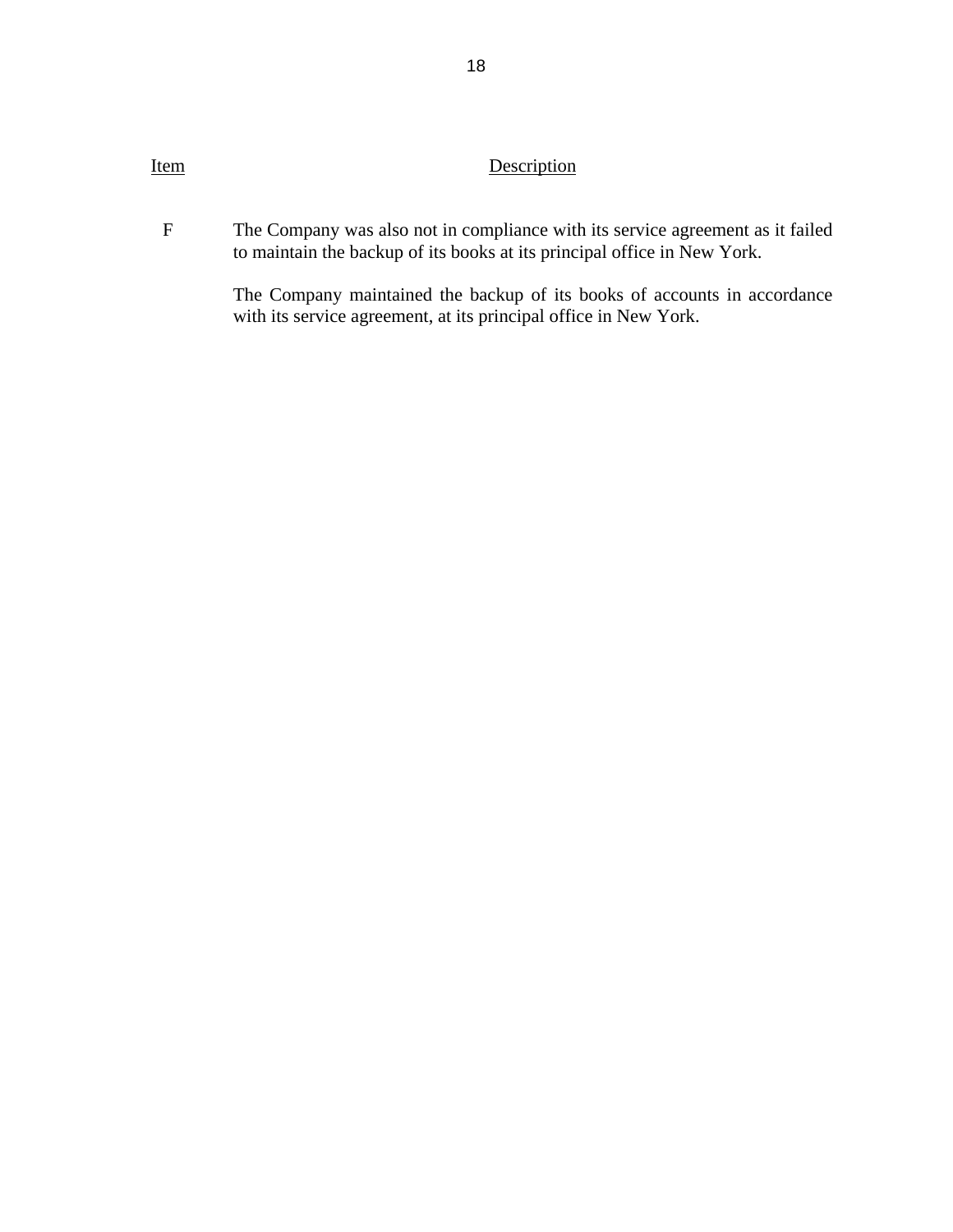| Item | Description |
|---|---|
| F | The Company was also not in compliance with its service agreement as it failed to maintain the backup of its books at its principal office in New York.<br><br>The Company maintained the backup of its books of accounts in accordance with its service agreement, at its principal office in New York. |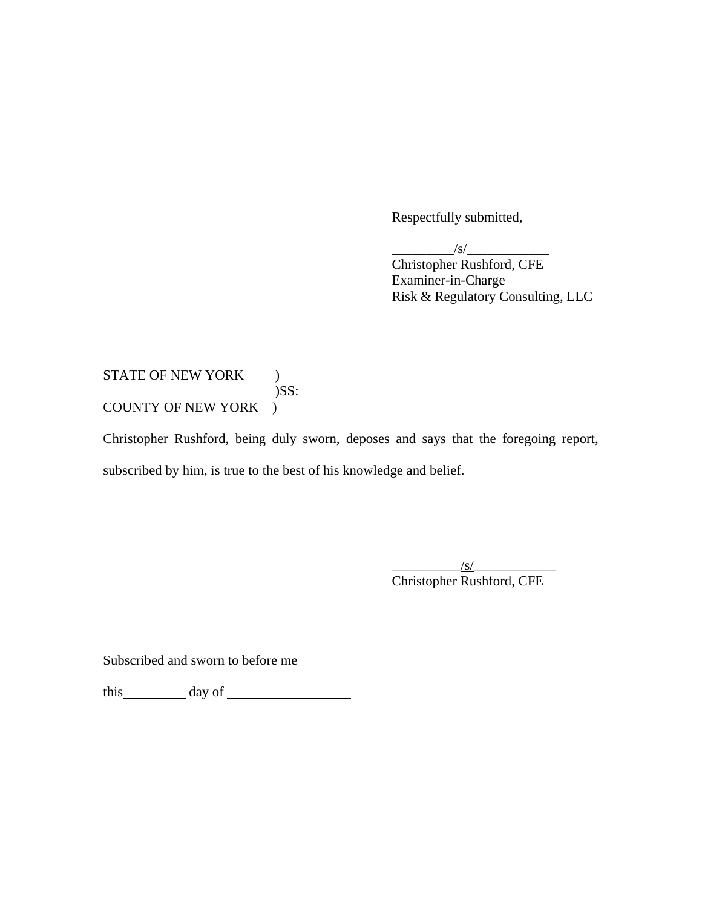Respectfully submitted,

_________/s/____________
Christopher Rushford, CFE
Examiner-in-Charge
Risk & Regulatory Consulting, LLC

STATE OF NEW YORK )
)SS:
COUNTY OF NEW YORK )

Christopher Rushford, being duly sworn, deposes and says that the foregoing report, subscribed by him, is true to the best of his knowledge and belief.

__________/s/____________
Christopher Rushford, CFE

Subscribed and sworn to before me

this_________ day of __________________